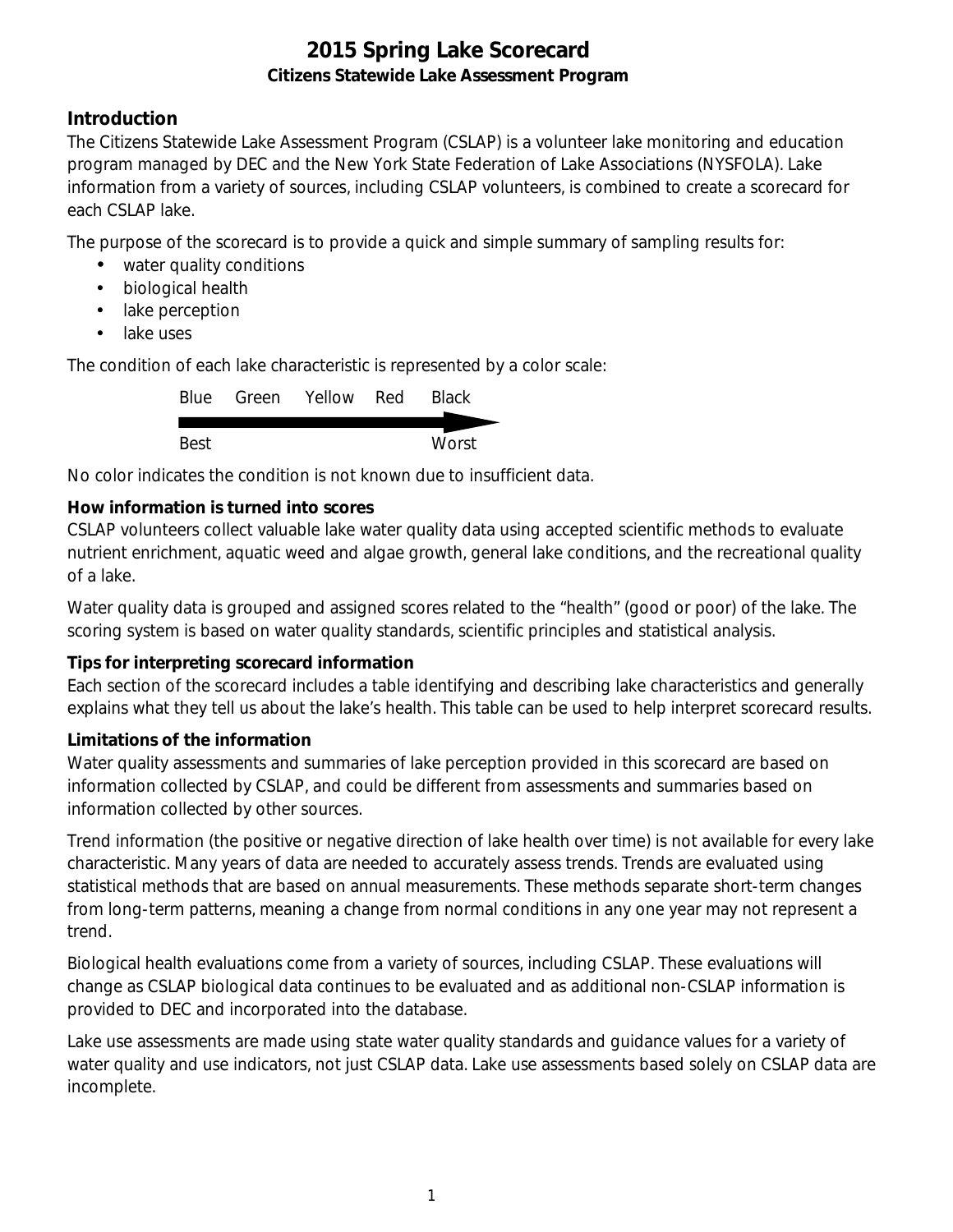# 2015 Spring Lake Scorecard

**Citizens Statewide Lake Assessment Program**

## Introduction

The Citizens Statewide Lake Assessment Program (CSLAP) is a volunteer lake monitoring and education program managed by DEC and the New York State Federation of Lake Associations (NYSFOLA). Lake information from a variety of sources, including CSLAP volunteers, is combined to create a scorecard for each CSLAP lake.

The purpose of the scorecard is to provide a quick and simple summary of sampling results for:

- water quality conditions
- biological health
- lake perception
- lake uses

The condition of each lake characteristic is represented by a color scale:

Blue Green Yellow Red Black

Best → Worst

No color indicates the condition is not known due to insufficient data.

### How information is turned into scores

CSLAP volunteers collect valuable lake water quality data using accepted scientific methods to evaluate nutrient enrichment, aquatic weed and algae growth, general lake conditions, and the recreational quality of a lake.

Water quality data is grouped and assigned scores related to the "health" (good or poor) of the lake. The scoring system is based on water quality standards, scientific principles and statistical analysis.

### Tips for interpreting scorecard information

Each section of the scorecard includes a table identifying and describing lake characteristics and generally explains what they tell us about the lake's health. This table can be used to help interpret scorecard results.

### Limitations of the information

Water quality assessments and summaries of lake perception provided in this scorecard are based on information collected by CSLAP, and could be different from assessments and summaries based on information collected by other sources.

Trend information (the positive or negative direction of lake health over time) is not available for every lake characteristic. Many years of data are needed to accurately assess trends. Trends are evaluated using statistical methods that are based on annual measurements. These methods separate short-term changes from long-term patterns, meaning a change from normal conditions in any one year may not represent a trend.

Biological health evaluations come from a variety of sources, including CSLAP. These evaluations will change as CSLAP biological data continues to be evaluated and as additional non-CSLAP information is provided to DEC and incorporated into the database.

Lake use assessments are made using state water quality standards and guidance values for a variety of water quality and use indicators, not just CSLAP data. Lake use assessments based solely on CSLAP data are incomplete.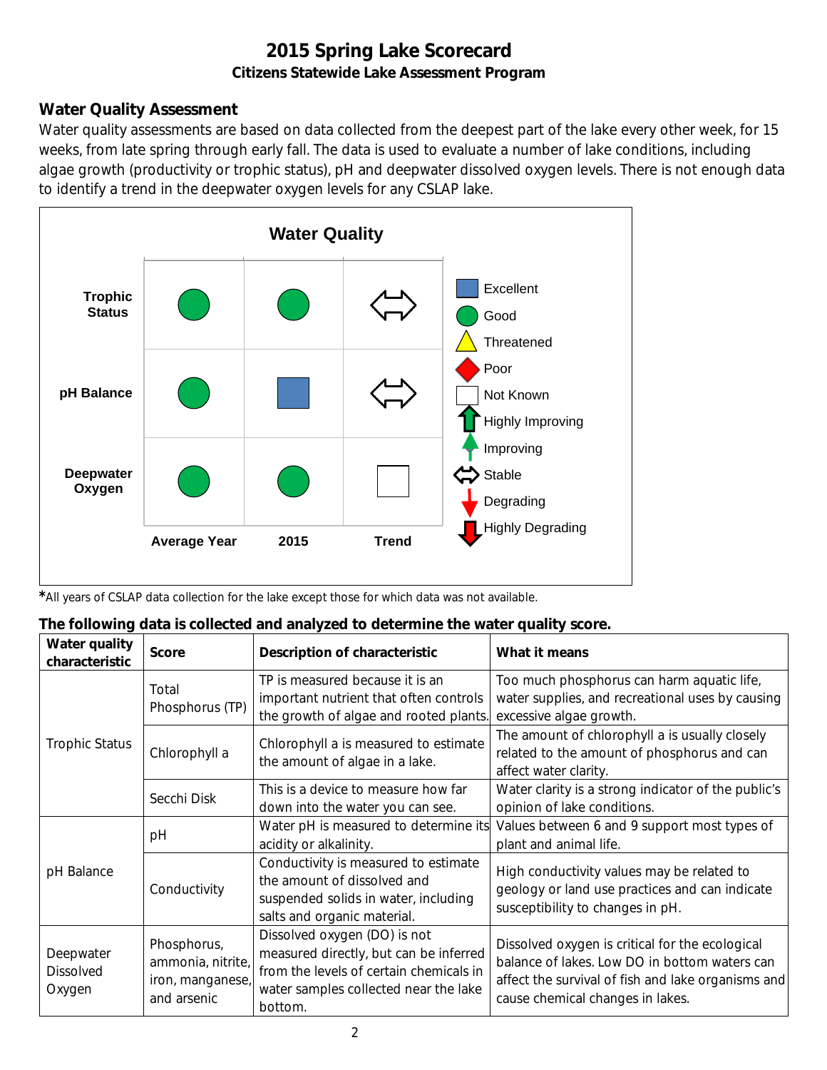# 2015 Spring Lake Scorecard

**Citizens Statewide Lake Assessment Program**

## Water Quality Assessment

Water quality assessments are based on data collected from the deepest part of the lake every other week, for 15 weeks, from late spring through early fall. The data is used to evaluate a number of lake conditions, including algae growth (productivity or trophic status), pH and deepwater dissolved oxygen levels. There is not enough data to identify a trend in the deepwater oxygen levels for any CSLAP lake.

**Water Quality**

| | Average Year | 2015 | Trend |
|---|---|---|---|
| **Trophic Status** | Good | Good | Stable |
| **pH Balance** | Good | Excellent | Stable |
| **Deepwater Oxygen** | Good | Good | Not Known |

Legend: Excellent; Good; Threatened; Poor; Not Known; Highly Improving; Improving; Stable; Degrading; Highly Degrading

*All years of CSLAP data collection for the lake except those for which data was not available.

**The following data is collected and analyzed to determine the water quality score.**

| Water quality characteristic | Score | Description of characteristic | What it means |
|---|---|---|---|
| Trophic Status | Total Phosphorus (TP) | TP is measured because it is an important nutrient that often controls the growth of algae and rooted plants. | Too much phosphorus can harm aquatic life, water supplies, and recreational uses by causing excessive algae growth. |
| | Chlorophyll a | Chlorophyll a is measured to estimate the amount of algae in a lake. | The amount of chlorophyll a is usually closely related to the amount of phosphorus and can affect water clarity. |
| | Secchi Disk | This is a device to measure how far down into the water you can see. | Water clarity is a strong indicator of the public's opinion of lake conditions. |
| pH Balance | pH | Water pH is measured to determine its acidity or alkalinity. | Values between 6 and 9 support most types of plant and animal life. |
| | Conductivity | Conductivity is measured to estimate the amount of dissolved and suspended solids in water, including salts and organic material. | High conductivity values may be related to geology or land use practices and can indicate susceptibility to changes in pH. |
| Deepwater Dissolved Oxygen | Phosphorus, ammonia, nitrite, iron, manganese, and arsenic | Dissolved oxygen (DO) is not measured directly, but can be inferred from the levels of certain chemicals in water samples collected near the lake bottom. | Dissolved oxygen is critical for the ecological balance of lakes. Low DO in bottom waters can affect the survival of fish and lake organisms and cause chemical changes in lakes. |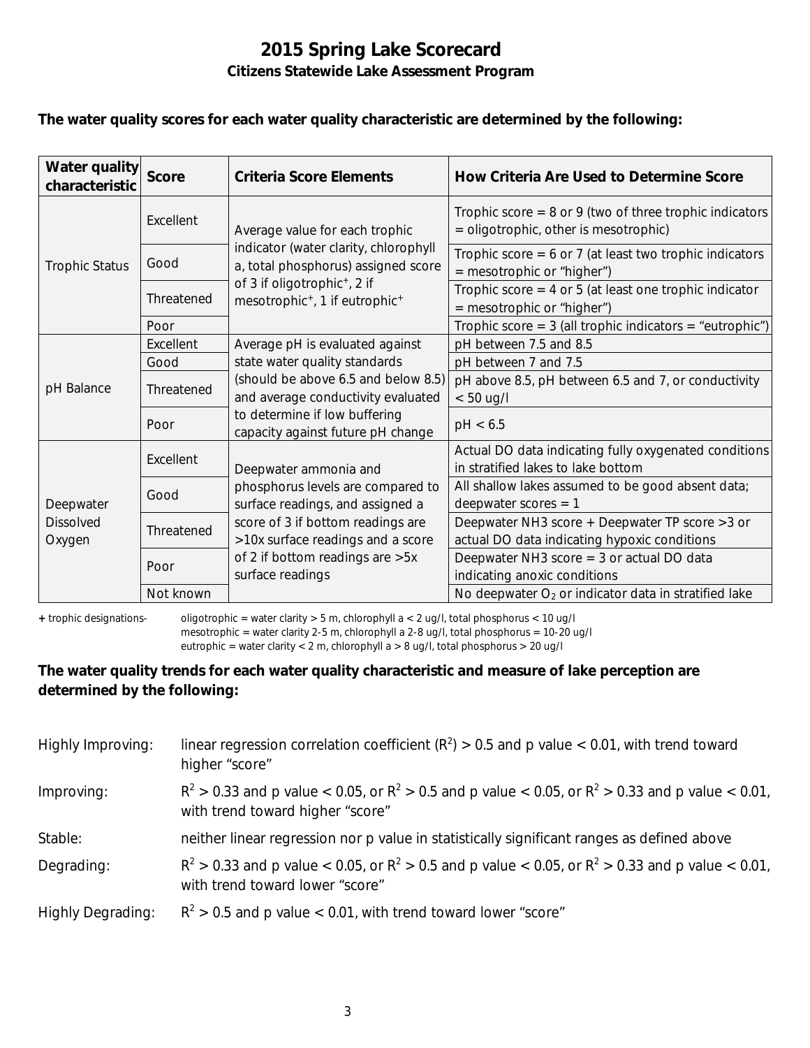# 2015 Spring Lake Scorecard

## Citizens Statewide Lake Assessment Program

**The water quality scores for each water quality characteristic are determined by the following:**

| Water quality characteristic | Score | Criteria Score Elements | How Criteria Are Used to Determine Score |
|---|---|---|---|
| Trophic Status | Excellent | Average value for each trophic indicator (water clarity, chlorophyll a, total phosphorus) assigned score of 3 if oligotrophic+, 2 if mesotrophic+, 1 if eutrophic+ | Trophic score = 8 or 9 (two of three trophic indicators = oligotrophic, other is mesotrophic) |
| | Good | | Trophic score = 6 or 7 (at least two trophic indicators = mesotrophic or "higher") |
| | Threatened | | Trophic score = 4 or 5 (at least one trophic indicator = mesotrophic or "higher") |
| | Poor | | Trophic score = 3 (all trophic indicators = "eutrophic") |
| pH Balance | Excellent | Average pH is evaluated against state water quality standards (should be above 6.5 and below 8.5) and average conductivity evaluated to determine if low buffering capacity against future pH change | pH between 7.5 and 8.5 |
| | Good | | pH between 7 and 7.5 |
| | Threatened | | pH above 8.5, pH between 6.5 and 7, or conductivity < 50 ug/l |
| | Poor | | pH < 6.5 |
| Deepwater Dissolved Oxygen | Excellent | Deepwater ammonia and phosphorus levels are compared to surface readings, and assigned a score of 3 if bottom readings are >10x surface readings and a score of 2 if bottom readings are >5x surface readings | Actual DO data indicating fully oxygenated conditions in stratified lakes to lake bottom |
| | Good | | All shallow lakes assumed to be good absent data; deepwater scores = 1 |
| | Threatened | | Deepwater $NH_3$ score + Deepwater TP score >3 or actual DO data indicating hypoxic conditions |
| | Poor | | Deepwater $NH_3$ score = 3 or actual DO data indicating anoxic conditions |
| | Not known | | No deepwater $O_2$ or indicator data in stratified lake |

**+** trophic designations- oligotrophic = water clarity > 5 m, chlorophyll a < 2 ug/l, total phosphorus < 10 ug/l
mesotrophic = water clarity 2-5 m, chlorophyll a 2-8 ug/l, total phosphorus = 10-20 ug/l
eutrophic = water clarity < 2 m, chlorophyll a > 8 ug/l, total phosphorus > 20 ug/l

**The water quality trends for each water quality characteristic and measure of lake perception are determined by the following:**

Highly Improving: linear regression correlation coefficient ($R^2$) > 0.5 and p value < 0.01, with trend toward higher "score"

Improving: $R^2$ > 0.33 and p value < 0.05, or $R^2$ > 0.5 and p value < 0.05, or $R^2$ > 0.33 and p value < 0.01, with trend toward higher "score"

Stable: neither linear regression nor p value in statistically significant ranges as defined above

Degrading: $R^2$ > 0.33 and p value < 0.05, or $R^2$ > 0.5 and p value < 0.05, or $R^2$ > 0.33 and p value < 0.01, with trend toward lower "score"

Highly Degrading: $R^2$ > 0.5 and p value < 0.01, with trend toward lower "score"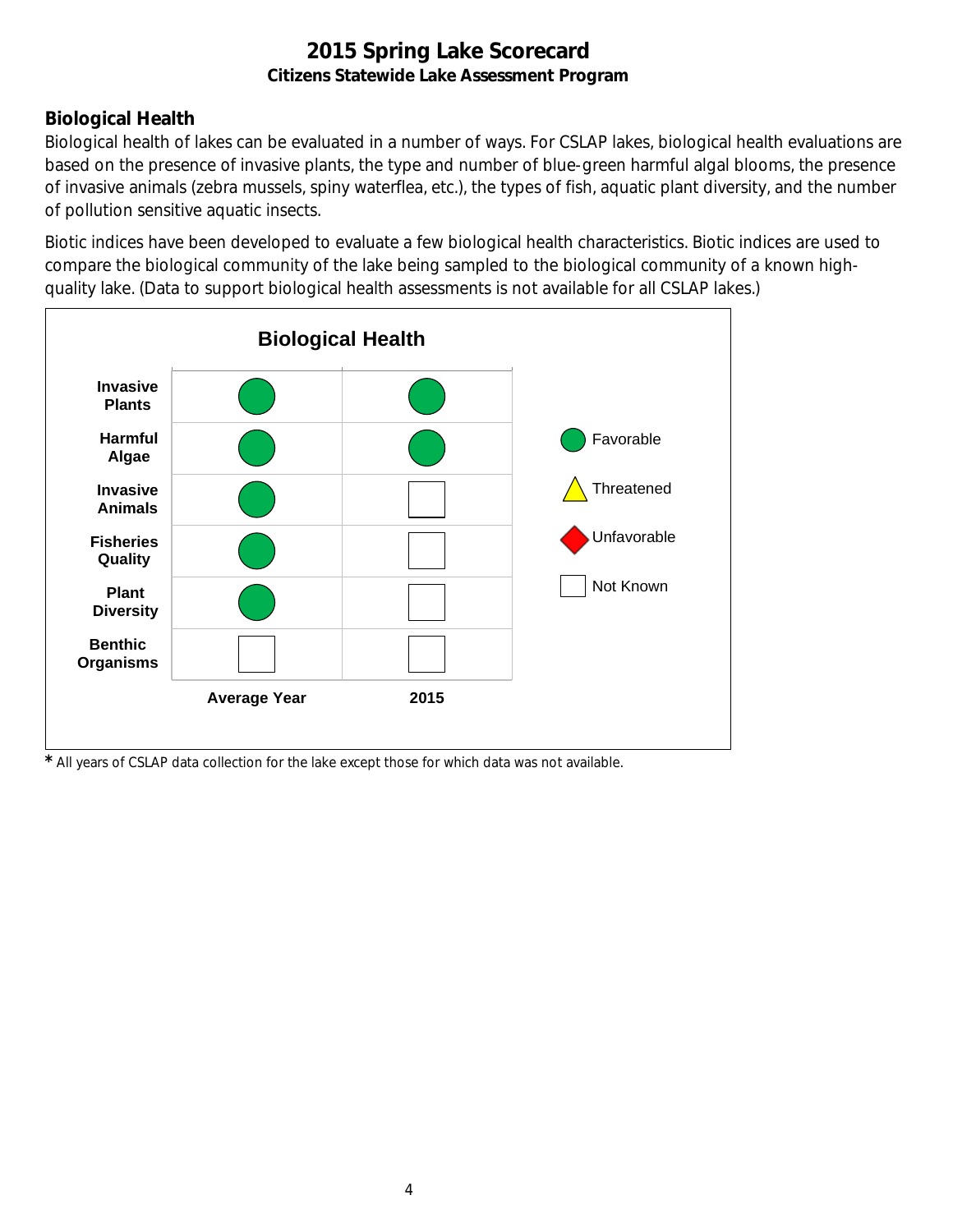# 2015 Spring Lake Scorecard

**Citizens Statewide Lake Assessment Program**

## Biological Health

Biological health of lakes can be evaluated in a number of ways. For CSLAP lakes, biological health evaluations are based on the presence of invasive plants, the type and number of blue-green harmful algal blooms, the presence of invasive animals (zebra mussels, spiny waterflea, etc.), the types of fish, aquatic plant diversity, and the number of pollution sensitive aquatic insects.

Biotic indices have been developed to evaluate a few biological health characteristics. Biotic indices are used to compare the biological community of the lake being sampled to the biological community of a known high-quality lake. (Data to support biological health assessments is not available for all CSLAP lakes.)

**Biological Health**

| | Average Year | 2015 |
|---|---|---|
| **Invasive Plants** | Favorable | Favorable |
| **Harmful Algae** | Favorable | Favorable |
| **Invasive Animals** | Favorable | Not Known |
| **Fisheries Quality** | Favorable | Not Known |
| **Plant Diversity** | Favorable | Not Known |
| **Benthic Organisms** | Not Known | Not Known |

Legend: Favorable, Threatened, Unfavorable, Not Known

* All years of CSLAP data collection for the lake except those for which data was not available.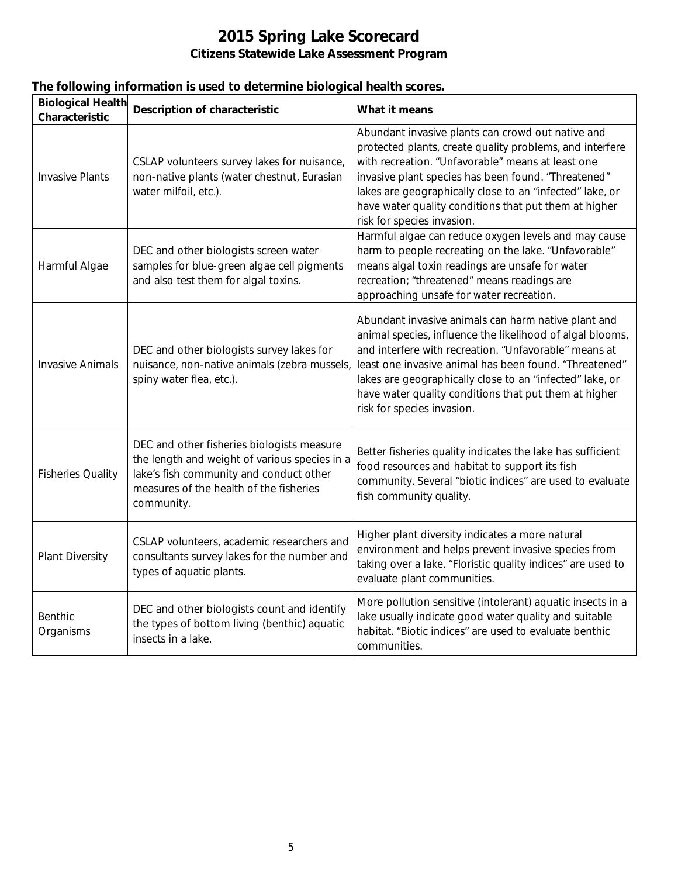# 2015 Spring Lake Scorecard

## Citizens Statewide Lake Assessment Program

**The following information is used to determine biological health scores.**

| Biological Health Characteristic | Description of characteristic | What it means |
|---|---|---|
| Invasive Plants | CSLAP volunteers survey lakes for nuisance, non-native plants (water chestnut, Eurasian water milfoil, etc.). | Abundant invasive plants can crowd out native and protected plants, create quality problems, and interfere with recreation. "Unfavorable" means at least one invasive plant species has been found. "Threatened" lakes are geographically close to an "infected" lake, or have water quality conditions that put them at higher risk for species invasion. |
| Harmful Algae | DEC and other biologists screen water samples for blue-green algae cell pigments and also test them for algal toxins. | Harmful algae can reduce oxygen levels and may cause harm to people recreating on the lake. "Unfavorable" means algal toxin readings are unsafe for water recreation; "threatened" means readings are approaching unsafe for water recreation. |
| Invasive Animals | DEC and other biologists survey lakes for nuisance, non-native animals (zebra mussels, spiny water flea, etc.). | Abundant invasive animals can harm native plant and animal species, influence the likelihood of algal blooms, and interfere with recreation. "Unfavorable" means at least one invasive animal has been found. "Threatened" lakes are geographically close to an "infected" lake, or have water quality conditions that put them at higher risk for species invasion. |
| Fisheries Quality | DEC and other fisheries biologists measure the length and weight of various species in a lake's fish community and conduct other measures of the health of the fisheries community. | Better fisheries quality indicates the lake has sufficient food resources and habitat to support its fish community. Several "biotic indices" are used to evaluate fish community quality. |
| Plant Diversity | CSLAP volunteers, academic researchers and consultants survey lakes for the number and types of aquatic plants. | Higher plant diversity indicates a more natural environment and helps prevent invasive species from taking over a lake. "Floristic quality indices" are used to evaluate plant communities. |
| Benthic Organisms | DEC and other biologists count and identify the types of bottom living (benthic) aquatic insects in a lake. | More pollution sensitive (intolerant) aquatic insects in a lake usually indicate good water quality and suitable habitat. "Biotic indices" are used to evaluate benthic communities. |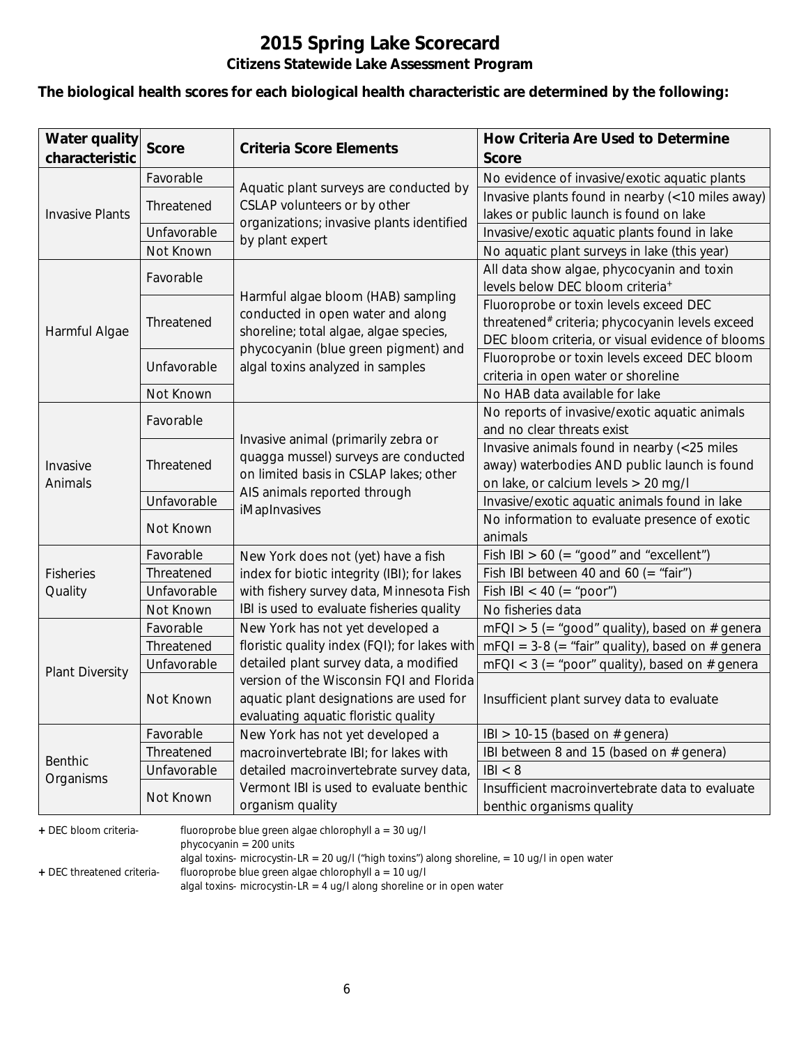# 2015 Spring Lake Scorecard

## Citizens Statewide Lake Assessment Program

**The biological health scores for each biological health characteristic are determined by the following:**

| Water quality characteristic | Score | Criteria Score Elements | How Criteria Are Used to Determine Score |
|---|---|---|---|
| Invasive Plants | Favorable | Aquatic plant surveys are conducted by CSLAP volunteers or by other organizations; invasive plants identified by plant expert | No evidence of invasive/exotic aquatic plants |
| | Threatened | | Invasive plants found in nearby (<10 miles away) lakes or public launch is found on lake |
| | Unfavorable | | Invasive/exotic aquatic plants found in lake |
| | Not Known | | No aquatic plant surveys in lake (this year) |
| Harmful Algae | Favorable | Harmful algae bloom (HAB) sampling conducted in open water and along shoreline; total algae, algae species, phycocyanin (blue green pigment) and algal toxins analyzed in samples | All data show algae, phycocyanin and toxin levels below DEC bloom criteria+ |
| | Threatened | | Fluoroprobe or toxin levels exceed DEC threatened# criteria; phycocyanin levels exceed DEC bloom criteria, or visual evidence of blooms |
| | Unfavorable | | Fluoroprobe or toxin levels exceed DEC bloom criteria in open water or shoreline |
| | Not Known | | No HAB data available for lake |
| Invasive Animals | Favorable | Invasive animal (primarily zebra or quagga mussel) surveys are conducted on limited basis in CSLAP lakes; other AIS animals reported through iMapInvasives | No reports of invasive/exotic aquatic animals and no clear threats exist |
| | Threatened | | Invasive animals found in nearby (<25 miles away) waterbodies AND public launch is found on lake, or calcium levels > 20 mg/l |
| | Unfavorable | | Invasive/exotic aquatic animals found in lake |
| | Not Known | | No information to evaluate presence of exotic animals |
| Fisheries Quality | Favorable | New York does not (yet) have a fish index for biotic integrity (IBI); for lakes with fishery survey data, Minnesota Fish IBI is used to evaluate fisheries quality | Fish IBI > 60 (= "good" and "excellent") |
| | Threatened | | Fish IBI between 40 and 60 (= "fair") |
| | Unfavorable | | Fish IBI < 40 (= "poor") |
| | Not Known | | No fisheries data |
| Plant Diversity | Favorable | New York has not yet developed a floristic quality index (FQI); for lakes with detailed plant survey data, a modified version of the Wisconsin FQI and Florida aquatic plant designations are used for evaluating aquatic floristic quality | mFQI > 5 (= "good" quality), based on # genera |
| | Threatened | | mFQI = 3-8 (= "fair" quality), based on # genera |
| | Unfavorable | | mFQI < 3 (= "poor" quality), based on # genera |
| | Not Known | | Insufficient plant survey data to evaluate |
| Benthic Organisms | Favorable | New York has not yet developed a macroinvertebrate IBI; for lakes with detailed macroinvertebrate survey data, Vermont IBI is used to evaluate benthic organism quality | IBI > 10-15 (based on # genera) |
| | Threatened | | IBI between 8 and 15 (based on # genera) |
| | Unfavorable | | IBI < 8 |
| | Not Known | | Insufficient macroinvertebrate data to evaluate benthic organisms quality |

+ DEC bloom criteria- fluoroprobe blue green algae chlorophyll a = 30 ug/l
phycocyanin = 200 units
algal toxins- microcystin-LR = 20 ug/l ("high toxins") along shoreline, = 10 ug/l in open water

+ DEC threatened criteria- fluoroprobe blue green algae chlorophyll a = 10 ug/l
algal toxins- microcystin-LR = 4 ug/l along shoreline or in open water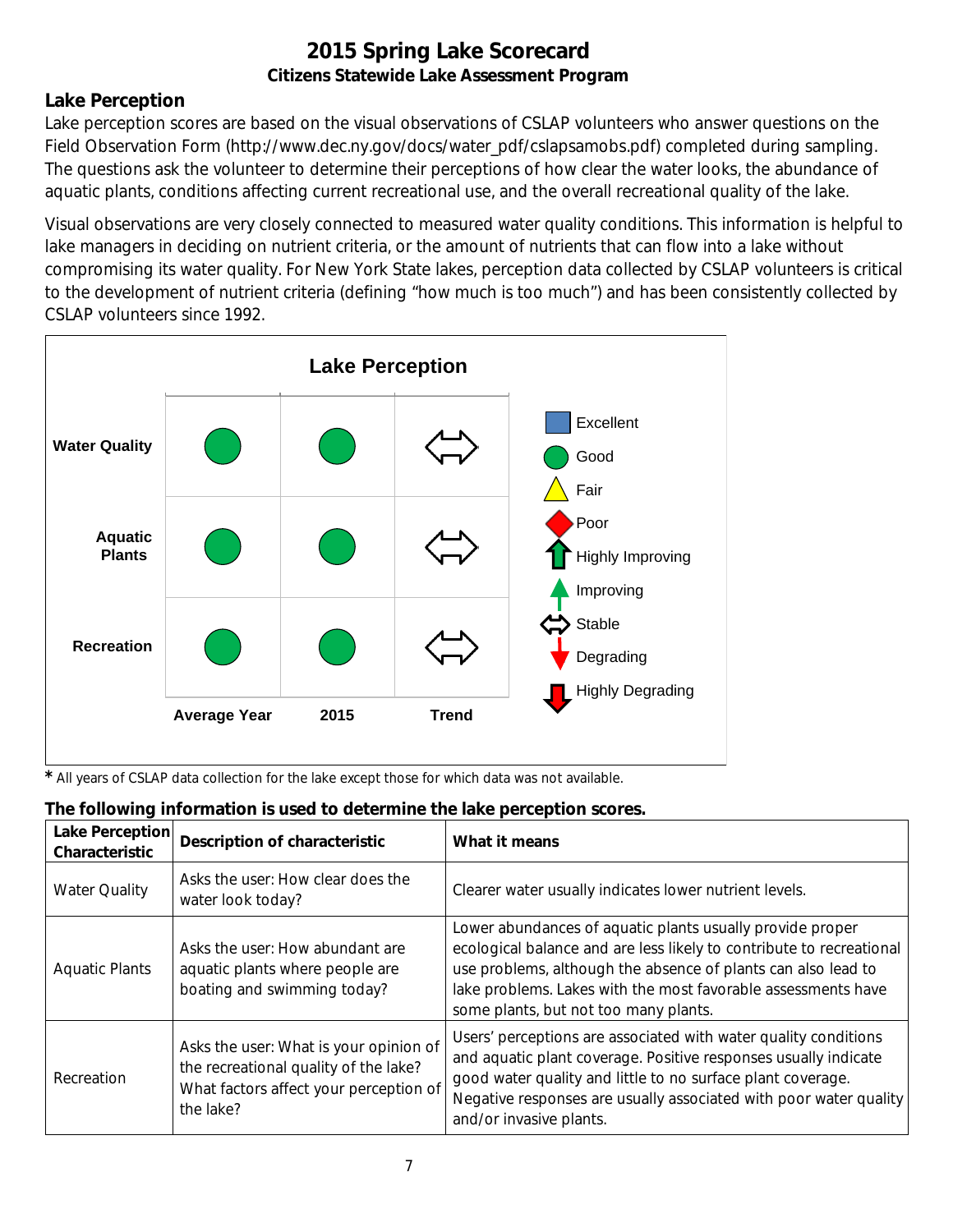# 2015 Spring Lake Scorecard

### Citizens Statewide Lake Assessment Program

## Lake Perception

Lake perception scores are based on the visual observations of CSLAP volunteers who answer questions on the Field Observation Form (http://www.dec.ny.gov/docs/water_pdf/cslapsamobs.pdf) completed during sampling. The questions ask the volunteer to determine their perceptions of how clear the water looks, the abundance of aquatic plants, conditions affecting current recreational use, and the overall recreational quality of the lake.

Visual observations are very closely connected to measured water quality conditions. This information is helpful to lake managers in deciding on nutrient criteria, or the amount of nutrients that can flow into a lake without compromising its water quality. For New York State lakes, perception data collected by CSLAP volunteers is critical to the development of nutrient criteria (defining "how much is too much") and has been consistently collected by CSLAP volunteers since 1992.

**Lake Perception**

| | Average Year | 2015 | Trend |
|---|---|---|---|
| **Water Quality** | Good | Good | Stable |
| **Aquatic Plants** | Good | Good | Stable |
| **Recreation** | Good | Good | Stable |

Legend: Excellent, Good, Fair, Poor, Highly Improving, Improving, Stable, Degrading, Highly Degrading

\* All years of CSLAP data collection for the lake except those for which data was not available.

**The following information is used to determine the lake perception scores.**

| Lake Perception Characteristic | Description of characteristic | What it means |
|---|---|---|
| Water Quality | Asks the user: How clear does the water look today? | Clearer water usually indicates lower nutrient levels. |
| Aquatic Plants | Asks the user: How abundant are aquatic plants where people are boating and swimming today? | Lower abundances of aquatic plants usually provide proper ecological balance and are less likely to contribute to recreational use problems, although the absence of plants can also lead to lake problems. Lakes with the most favorable assessments have some plants, but not too many plants. |
| Recreation | Asks the user: What is your opinion of the recreational quality of the lake? What factors affect your perception of the lake? | Users' perceptions are associated with water quality conditions and aquatic plant coverage. Positive responses usually indicate good water quality and little to no surface plant coverage. Negative responses are usually associated with poor water quality and/or invasive plants. |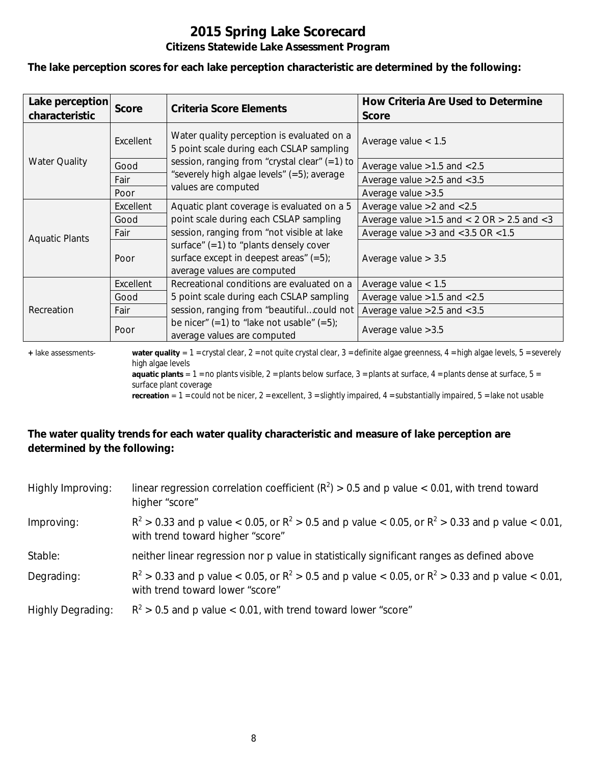# 2015 Spring Lake Scorecard

**Citizens Statewide Lake Assessment Program**

**The lake perception scores for each lake perception characteristic are determined by the following:**

| Lake perception characteristic | Score | Criteria Score Elements | How Criteria Are Used to Determine Score |
|---|---|---|---|
| Water Quality | Excellent | Water quality perception is evaluated on a 5 point scale during each CSLAP sampling session, ranging from "crystal clear" (=1) to "severely high algae levels" (=5); average values are computed | Average value < 1.5 |
| | Good | | Average value >1.5 and <2.5 |
| | Fair | | Average value >2.5 and <3.5 |
| | Poor | | Average value >3.5 |
| Aquatic Plants | Excellent | Aquatic plant coverage is evaluated on a 5 point scale during each CSLAP sampling session, ranging from "not visible at lake surface" (=1) to "plants densely cover surface except in deepest areas" (=5); average values are computed | Average value >2 and <2.5 |
| | Good | | Average value >1.5 and < 2 OR > 2.5 and <3 |
| | Fair | | Average value >3 and <3.5 OR <1.5 |
| | Poor | | Average value > 3.5 |
| Recreation | Excellent | Recreational conditions are evaluated on a 5 point scale during each CSLAP sampling session, ranging from "beautiful…could not be nicer" (=1) to "lake not usable" (=5); average values are computed | Average value < 1.5 |
| | Good | | Average value >1.5 and <2.5 |
| | Fair | | Average value >2.5 and <3.5 |
| | Poor | | Average value >3.5 |

+ lake assessments- **water quality** = 1 = crystal clear, 2 = not quite crystal clear, 3 = definite algae greenness, 4 = high algae levels, 5 = severely high algae levels
**aquatic plants** = 1 = no plants visible, 2 = plants below surface, 3 = plants at surface, 4 = plants dense at surface, 5 = surface plant coverage
**recreation** = 1 = could not be nicer, 2 = excellent, 3 = slightly impaired, 4 = substantially impaired, 5 = lake not usable

**The water quality trends for each water quality characteristic and measure of lake perception are determined by the following:**

Highly Improving: linear regression correlation coefficient ($R^2$) > 0.5 and p value < 0.01, with trend toward higher "score"

Improving: $R^2$ > 0.33 and p value < 0.05, or $R^2$ > 0.5 and p value < 0.05, or $R^2$ > 0.33 and p value < 0.01, with trend toward higher "score"

Stable: neither linear regression nor p value in statistically significant ranges as defined above

Degrading: $R^2$ > 0.33 and p value < 0.05, or $R^2$ > 0.5 and p value < 0.05, or $R^2$ > 0.33 and p value < 0.01, with trend toward lower "score"

Highly Degrading: $R^2$ > 0.5 and p value < 0.01, with trend toward lower "score"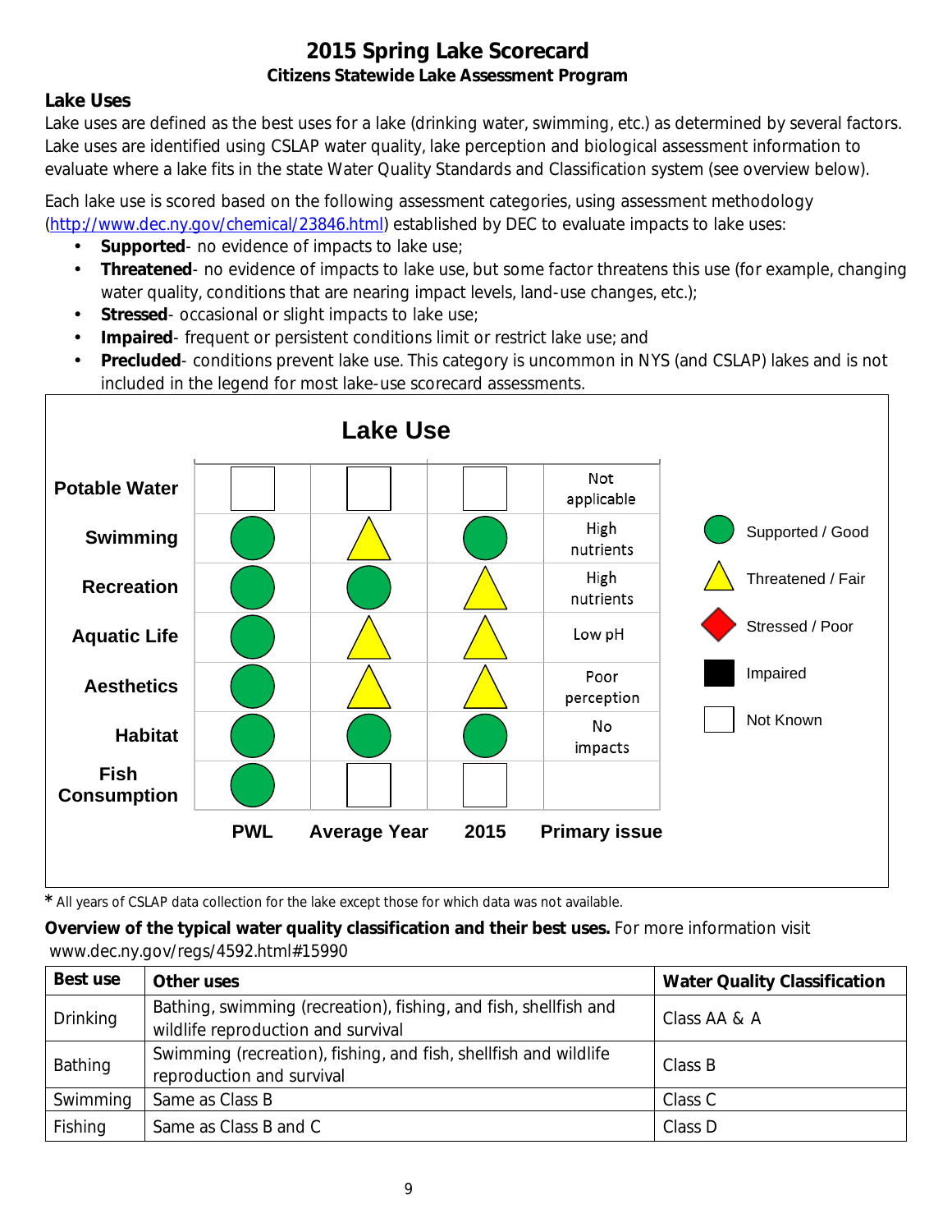# 2015 Spring Lake Scorecard

**Citizens Statewide Lake Assessment Program**

## Lake Uses

Lake uses are defined as the best uses for a lake (drinking water, swimming, etc.) as determined by several factors. Lake uses are identified using CSLAP water quality, lake perception and biological assessment information to evaluate where a lake fits in the state Water Quality Standards and Classification system (see overview below).

Each lake use is scored based on the following assessment categories, using assessment methodology (http://www.dec.ny.gov/chemical/23846.html) established by DEC to evaluate impacts to lake uses:

- **Supported**- no evidence of impacts to lake use;
- **Threatened**- no evidence of impacts to lake use, but some factor threatens this use (for example, changing water quality, conditions that are nearing impact levels, land-use changes, etc.);
- **Stressed**- occasional or slight impacts to lake use;
- **Impaired**- frequent or persistent conditions limit or restrict lake use; and
- **Precluded**- conditions prevent lake use. This category is uncommon in NYS (and CSLAP) lakes and is not included in the legend for most lake-use scorecard assessments.

### Lake Use

| | PWL | Average Year | 2015 | Primary issue |
|---|---|---|---|---|
| Potable Water | Not Known | Not Known | Not Known | Not applicable |
| Swimming | Supported / Good | Threatened / Fair | Supported / Good | High nutrients |
| Recreation | Supported / Good | Supported / Good | Threatened / Fair | High nutrients |
| Aquatic Life | Supported / Good | Threatened / Fair | Threatened / Fair | Low pH |
| Aesthetics | Supported / Good | Threatened / Fair | Threatened / Fair | Poor perception |
| Habitat | Supported / Good | Supported / Good | Supported / Good | No impacts |
| Fish Consumption | Supported / Good | Not Known | Not Known | |

Legend: Supported / Good; Threatened / Fair; Stressed / Poor; Impaired; Not Known

\* All years of CSLAP data collection for the lake except those for which data was not available.

**Overview of the typical water quality classification and their best uses.** For more information visit www.dec.ny.gov/regs/4592.html#15990

| Best use | Other uses | Water Quality Classification |
|---|---|---|
| Drinking | Bathing, swimming (recreation), fishing, and fish, shellfish and wildlife reproduction and survival | Class AA & A |
| Bathing | Swimming (recreation), fishing, and fish, shellfish and wildlife reproduction and survival | Class B |
| Swimming | Same as Class B | Class C |
| Fishing | Same as Class B and C | Class D |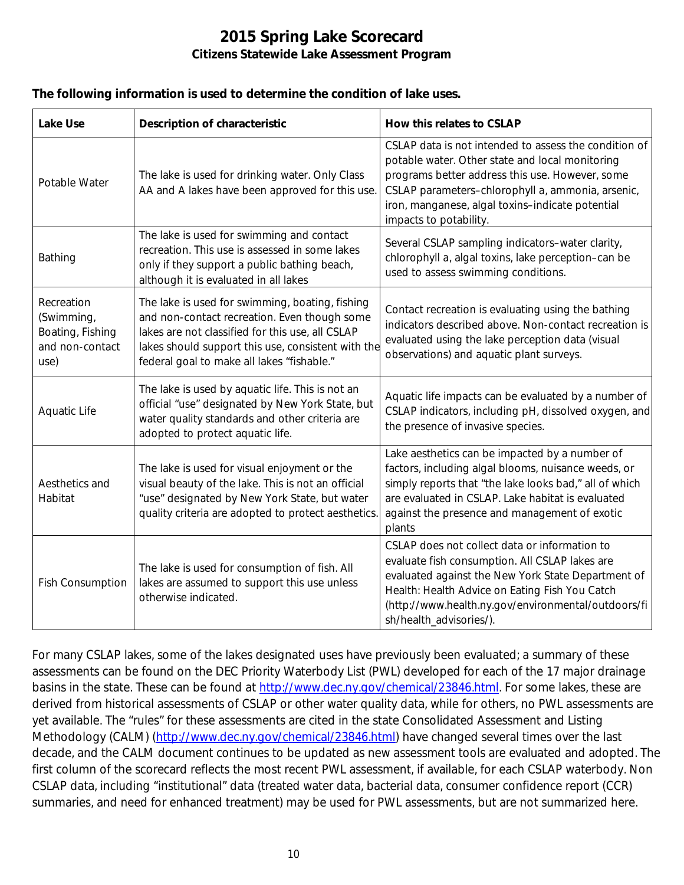# 2015 Spring Lake Scorecard

## Citizens Statewide Lake Assessment Program

**The following information is used to determine the condition of lake uses.**

| Lake Use | Description of characteristic | How this relates to CSLAP |
| --- | --- | --- |
| Potable Water | The lake is used for drinking water. Only Class AA and A lakes have been approved for this use. | CSLAP data is not intended to assess the condition of potable water. Other state and local monitoring programs better address this use. However, some CSLAP parameters–chlorophyll a, ammonia, arsenic, iron, manganese, algal toxins–indicate potential impacts to potability. |
| Bathing | The lake is used for swimming and contact recreation. This use is assessed in some lakes only if they support a public bathing beach, although it is evaluated in all lakes | Several CSLAP sampling indicators–water clarity, chlorophyll a, algal toxins, lake perception–can be used to assess swimming conditions. |
| Recreation (Swimming, Boating, Fishing and non-contact use) | The lake is used for swimming, boating, fishing and non-contact recreation. Even though some lakes are not classified for this use, all CSLAP lakes should support this use, consistent with the federal goal to make all lakes "fishable." | Contact recreation is evaluating using the bathing indicators described above. Non-contact recreation is evaluated using the lake perception data (visual observations) and aquatic plant surveys. |
| Aquatic Life | The lake is used by aquatic life. This is not an official "use" designated by New York State, but water quality standards and other criteria are adopted to protect aquatic life. | Aquatic life impacts can be evaluated by a number of CSLAP indicators, including pH, dissolved oxygen, and the presence of invasive species. |
| Aesthetics and Habitat | The lake is used for visual enjoyment or the visual beauty of the lake. This is not an official "use" designated by New York State, but water quality criteria are adopted to protect aesthetics. | Lake aesthetics can be impacted by a number of factors, including algal blooms, nuisance weeds, or simply reports that "the lake looks bad," all of which are evaluated in CSLAP. Lake habitat is evaluated against the presence and management of exotic plants |
| Fish Consumption | The lake is used for consumption of fish. All lakes are assumed to support this use unless otherwise indicated. | CSLAP does not collect data or information to evaluate fish consumption. All CSLAP lakes are evaluated against the New York State Department of Health: Health Advice on Eating Fish You Catch (http://www.health.ny.gov/environmental/outdoors/fish/health_advisories/). |

For many CSLAP lakes, some of the lakes designated uses have previously been evaluated; a summary of these assessments can be found on the DEC Priority Waterbody List (PWL) developed for each of the 17 major drainage basins in the state. These can be found at http://www.dec.ny.gov/chemical/23846.html. For some lakes, these are derived from historical assessments of CSLAP or other water quality data, while for others, no PWL assessments are yet available. The "rules" for these assessments are cited in the state Consolidated Assessment and Listing Methodology (CALM) (http://www.dec.ny.gov/chemical/23846.html) have changed several times over the last decade, and the CALM document continues to be updated as new assessment tools are evaluated and adopted. The first column of the scorecard reflects the most recent PWL assessment, if available, for each CSLAP waterbody. Non CSLAP data, including "institutional" data (treated water data, bacterial data, consumer confidence report (CCR) summaries, and need for enhanced treatment) may be used for PWL assessments, but are not summarized here.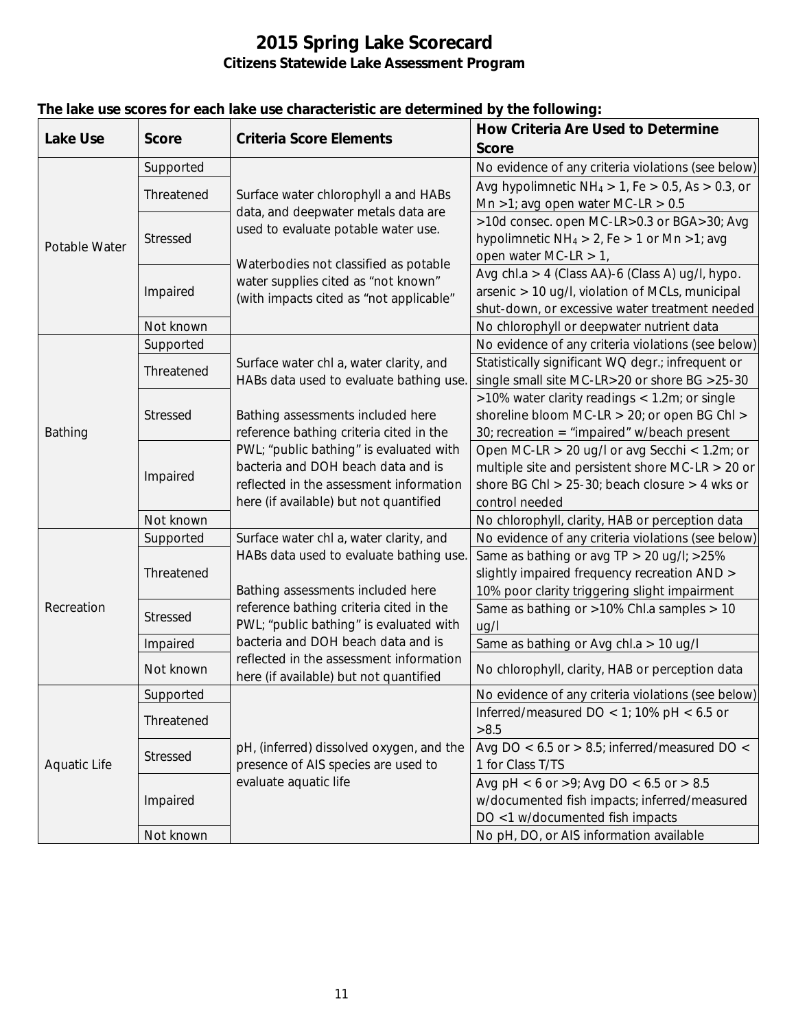# 2015 Spring Lake Scorecard

**Citizens Statewide Lake Assessment Program**

**The lake use scores for each lake use characteristic are determined by the following:**

| Lake Use | Score | Criteria Score Elements | How Criteria Are Used to Determine Score |
|---|---|---|---|
| Potable Water | Supported | Surface water chlorophyll a and HABs data, and deepwater metals data are used to evaluate potable water use. Waterbodies not classified as potable water supplies cited as "not known" (with impacts cited as "not applicable" | No evidence of any criteria violations (see below) |
| | Threatened | | Avg hypolimnetic $NH_4 > 1$, Fe > 0.5, As > 0.3, or Mn >1; avg open water MC-LR > 0.5 |
| | Stressed | | >10d consec. open MC-LR>0.3 or BGA>30; Avg hypolimnetic $NH_4 > 2$, Fe > 1 or Mn >1; avg open water MC-LR > 1, |
| | Impaired | | Avg chl.a > 4 (Class AA)-6 (Class A) ug/l, hypo. arsenic > 10 ug/l, violation of MCLs, municipal shut-down, or excessive water treatment needed |
| | Not known | | No chlorophyll or deepwater nutrient data |
| Bathing | Supported | Surface water chl a, water clarity, and HABs data used to evaluate bathing use. Bathing assessments included here reference bathing criteria cited in the PWL; "public bathing" is evaluated with bacteria and DOH beach data and is reflected in the assessment information here (if available) but not quantified | No evidence of any criteria violations (see below) |
| | Threatened | | Statistically significant WQ degr.; infrequent or single small site MC-LR>20 or shore BG >25-30 |
| | Stressed | | >10% water clarity readings < 1.2m; or single shoreline bloom MC-LR > 20; or open BG Chl > 30; recreation = "impaired" w/beach present |
| | Impaired | | Open MC-LR > 20 ug/l or avg Secchi < 1.2m; or multiple site and persistent shore MC-LR > 20 or shore BG Chl > 25-30; beach closure > 4 wks or control needed |
| | Not known | | No chlorophyll, clarity, HAB or perception data |
| Recreation | Supported | Surface water chl a, water clarity, and HABs data used to evaluate bathing use. Bathing assessments included here reference bathing criteria cited in the PWL; "public bathing" is evaluated with bacteria and DOH beach data and is reflected in the assessment information here (if available) but not quantified | No evidence of any criteria violations (see below) |
| | Threatened | | Same as bathing or avg TP > 20 ug/l; >25% slightly impaired frequency recreation AND > 10% poor clarity triggering slight impairment |
| | Stressed | | Same as bathing or >10% Chl.a samples > 10 ug/l |
| | Impaired | | Same as bathing or Avg chl.a > 10 ug/l |
| | Not known | | No chlorophyll, clarity, HAB or perception data |
| Aquatic Life | Supported | pH, (inferred) dissolved oxygen, and the presence of AIS species are used to evaluate aquatic life | No evidence of any criteria violations (see below) |
| | Threatened | | Inferred/measured DO < 1; 10% pH < 6.5 or >8.5 |
| | Stressed | | Avg DO < 6.5 or > 8.5; inferred/measured DO < 1 for Class T/TS |
| | Impaired | | Avg pH < 6 or >9; Avg DO < 6.5 or > 8.5 w/documented fish impacts; inferred/measured DO <1 w/documented fish impacts |
| | Not known | | No pH, DO, or AIS information available |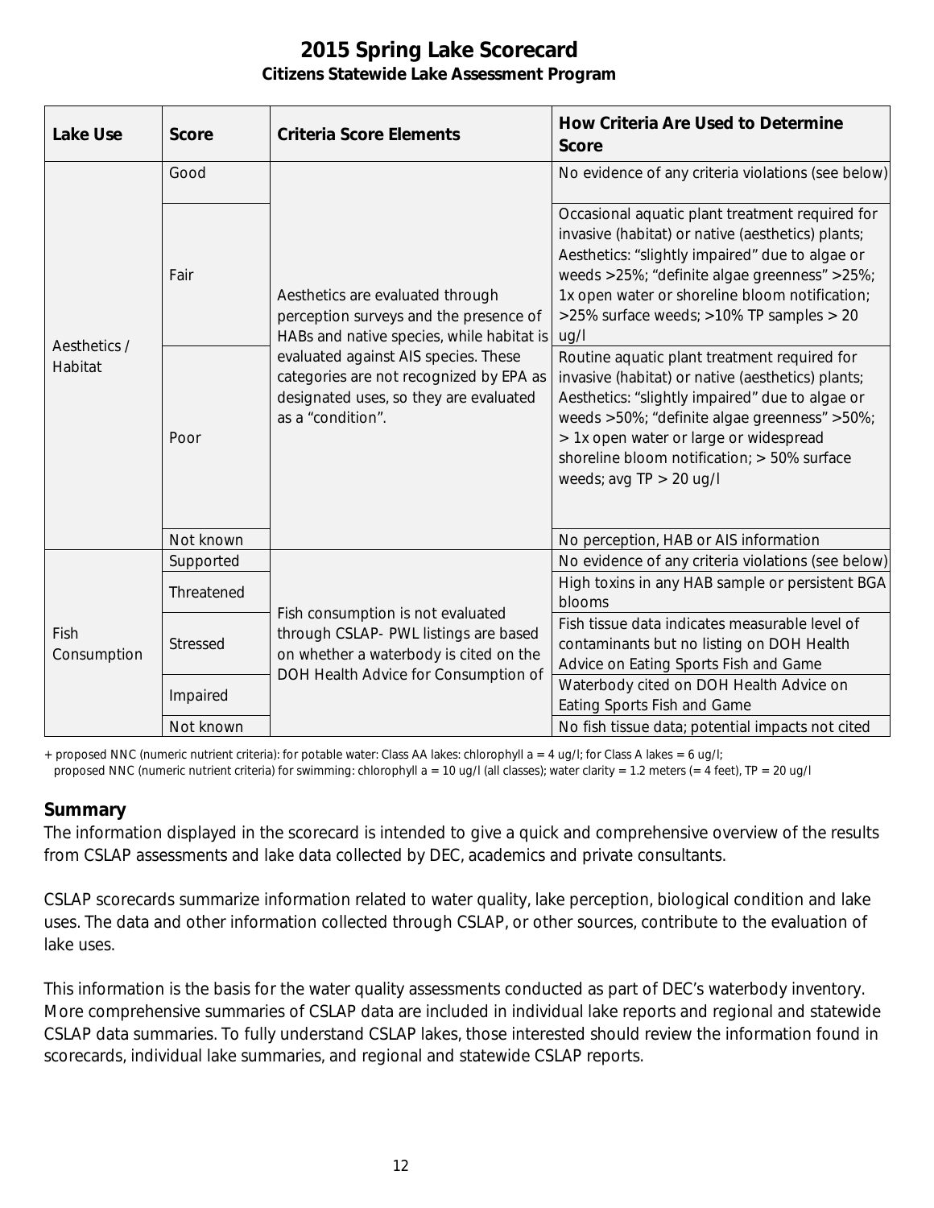# 2015 Spring Lake Scorecard

**Citizens Statewide Lake Assessment Program**

| Lake Use | Score | Criteria Score Elements | How Criteria Are Used to Determine Score |
|---|---|---|---|
| Aesthetics / Habitat | Good | Aesthetics are evaluated through perception surveys and the presence of HABs and native species, while habitat is evaluated against AIS species. These categories are not recognized by EPA as designated uses, so they are evaluated as a "condition". | No evidence of any criteria violations (see below) |
| | Fair | | Occasional aquatic plant treatment required for invasive (habitat) or native (aesthetics) plants; Aesthetics: "slightly impaired" due to algae or weeds >25%; "definite algae greenness" >25%; 1x open water or shoreline bloom notification; >25% surface weeds; >10% TP samples > 20 ug/l |
| | Poor | | Routine aquatic plant treatment required for invasive (habitat) or native (aesthetics) plants; Aesthetics: "slightly impaired" due to algae or weeds >50%; "definite algae greenness" >50%; > 1x open water or large or widespread shoreline bloom notification; > 50% surface weeds; avg TP > 20 ug/l |
| | Not known | | No perception, HAB or AIS information |
| Fish Consumption | Supported | Fish consumption is not evaluated through CSLAP- PWL listings are based on whether a waterbody is cited on the DOH Health Advice for Consumption of | No evidence of any criteria violations (see below) |
| | Threatened | | High toxins in any HAB sample or persistent BGA blooms |
| | Stressed | | Fish tissue data indicates measurable level of contaminants but no listing on DOH Health Advice on Eating Sports Fish and Game |
| | Impaired | | Waterbody cited on DOH Health Advice on Eating Sports Fish and Game |
| | Not known | | No fish tissue data; potential impacts not cited |

+ proposed NNC (numeric nutrient criteria): for potable water: Class AA lakes: chlorophyll a = 4 ug/l; for Class A lakes = 6 ug/l;
proposed NNC (numeric nutrient criteria) for swimming: chlorophyll a = 10 ug/l (all classes); water clarity = 1.2 meters (= 4 feet), TP = 20 ug/l

## Summary

The information displayed in the scorecard is intended to give a quick and comprehensive overview of the results from CSLAP assessments and lake data collected by DEC, academics and private consultants.

CSLAP scorecards summarize information related to water quality, lake perception, biological condition and lake uses. The data and other information collected through CSLAP, or other sources, contribute to the evaluation of lake uses.

This information is the basis for the water quality assessments conducted as part of DEC's waterbody inventory. More comprehensive summaries of CSLAP data are included in individual lake reports and regional and statewide CSLAP data summaries. To fully understand CSLAP lakes, those interested should review the information found in scorecards, individual lake summaries, and regional and statewide CSLAP reports.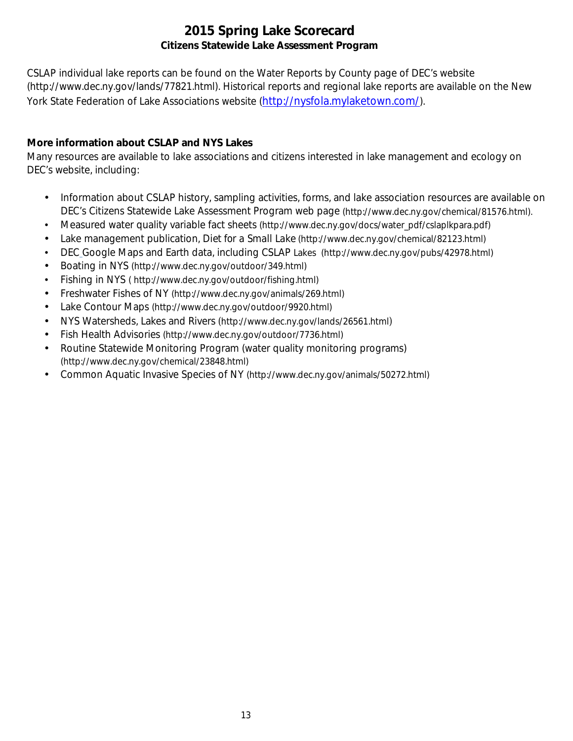# 2015 Spring Lake Scorecard

**Citizens Statewide Lake Assessment Program**

CSLAP individual lake reports can be found on the Water Reports by County page of DEC's website (http://www.dec.ny.gov/lands/77821.html). Historical reports and regional lake reports are available on the New York State Federation of Lake Associations website (http://nysfola.mylaketown.com/).

**More information about CSLAP and NYS Lakes**

Many resources are available to lake associations and citizens interested in lake management and ecology on DEC's website, including:

- Information about CSLAP history, sampling activities, forms, and lake association resources are available on DEC's Citizens Statewide Lake Assessment Program web page (http://www.dec.ny.gov/chemical/81576.html).
- Measured water quality variable fact sheets (http://www.dec.ny.gov/docs/water_pdf/cslaplkpara.pdf)
- Lake management publication, Diet for a Small Lake (http://www.dec.ny.gov/chemical/82123.html)
- DEC Google Maps and Earth data, including CSLAP Lakes (http://www.dec.ny.gov/pubs/42978.html)
- Boating in NYS (http://www.dec.ny.gov/outdoor/349.html)
- Fishing in NYS ( http://www.dec.ny.gov/outdoor/fishing.html)
- Freshwater Fishes of NY (http://www.dec.ny.gov/animals/269.html)
- Lake Contour Maps (http://www.dec.ny.gov/outdoor/9920.html)
- NYS Watersheds, Lakes and Rivers (http://www.dec.ny.gov/lands/26561.html)
- Fish Health Advisories (http://www.dec.ny.gov/outdoor/7736.html)
- Routine Statewide Monitoring Program (water quality monitoring programs) (http://www.dec.ny.gov/chemical/23848.html)
- Common Aquatic Invasive Species of NY (http://www.dec.ny.gov/animals/50272.html)